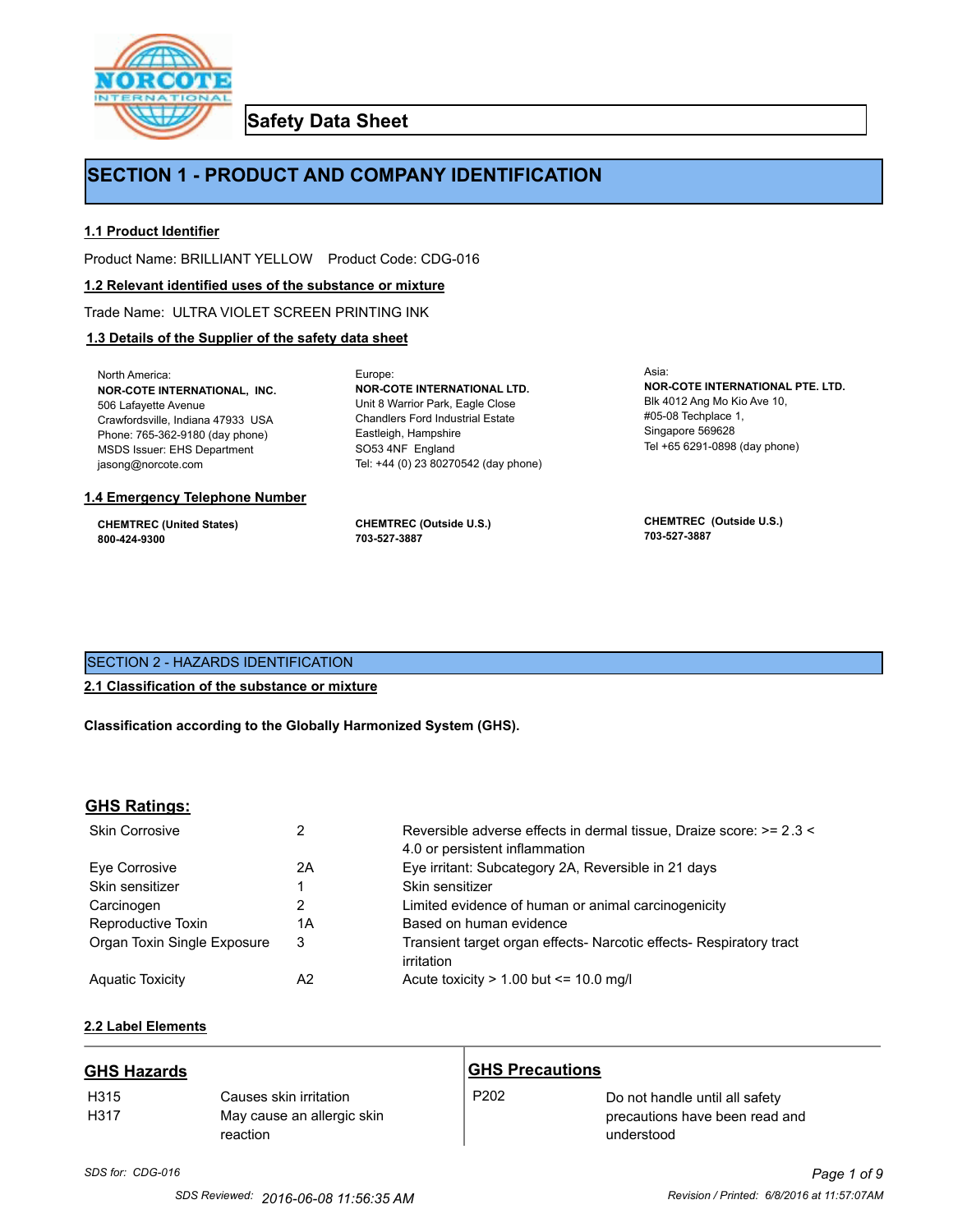# Safety Data Sheet

## SECTION 1 - PRODUCT AND COMPANY IDENTIFICATION

### 1.1 Product Identifier

Product Name: BRILLIANT YELLOW    Product Code: CDG-016

### 1.2 Relevant identified uses of the substance or mixture

Trade Name: ULTRA VIOLET SCREEN PRINTING INK

### 1.3 Details of the Supplier of the safety data sheet

North America:
**NOR-COTE INTERNATIONAL, INC.**
506 Lafayette Avenue
Crawfordsville, Indiana 47933 USA
Phone: 765-362-9180 (day phone)
MSDS Issuer: EHS Department
jasong@norcote.com

Europe:
**NOR-COTE INTERNATIONAL LTD.**
Unit 8 Warrior Park, Eagle Close
Chandlers Ford Industrial Estate
Eastleigh, Hampshire
SO53 4NF England
Tel: +44 (0) 23 80270542 (day phone)

Asia:
**NOR-COTE INTERNATIONAL PTE. LTD.**
Blk 4012 Ang Mo Kio Ave 10,
#05-08 Techplace 1,
Singapore 569628
Tel +65 6291-0898 (day phone)

### 1.4 Emergency Telephone Number

**CHEMTREC (United States)**
**800-424-9300**

**CHEMTREC (Outside U.S.)**
**703-527-3887**

**CHEMTREC (Outside U.S.)**
**703-527-3887**

## SECTION 2 - HAZARDS IDENTIFICATION

### 2.1 Classification of the substance or mixture

**Classification according to the Globally Harmonized System (GHS).**

### GHS Ratings:

| | | |
|---|---|---|
| Skin Corrosive | 2 | Reversible adverse effects in dermal tissue, Draize score: >= 2.3 < 4.0 or persistent inflammation |
| Eye Corrosive | 2A | Eye irritant: Subcategory 2A, Reversible in 21 days |
| Skin sensitizer | 1 | Skin sensitizer |
| Carcinogen | 2 | Limited evidence of human or animal carcinogenicity |
| Reproductive Toxin | 1A | Based on human evidence |
| Organ Toxin Single Exposure | 3 | Transient target organ effects- Narcotic effects- Respiratory tract irritation |
| Aquatic Toxicity | A2 | Acute toxicity > 1.00 but <= 10.0 mg/l |

### 2.2 Label Elements

### GHS Hazards

| | |
|---|---|
| H315 | Causes skin irritation |
| H317 | May cause an allergic skin reaction |

### GHS Precautions

| | |
|---|---|
| P202 | Do not handle until all safety precautions have been read and understood |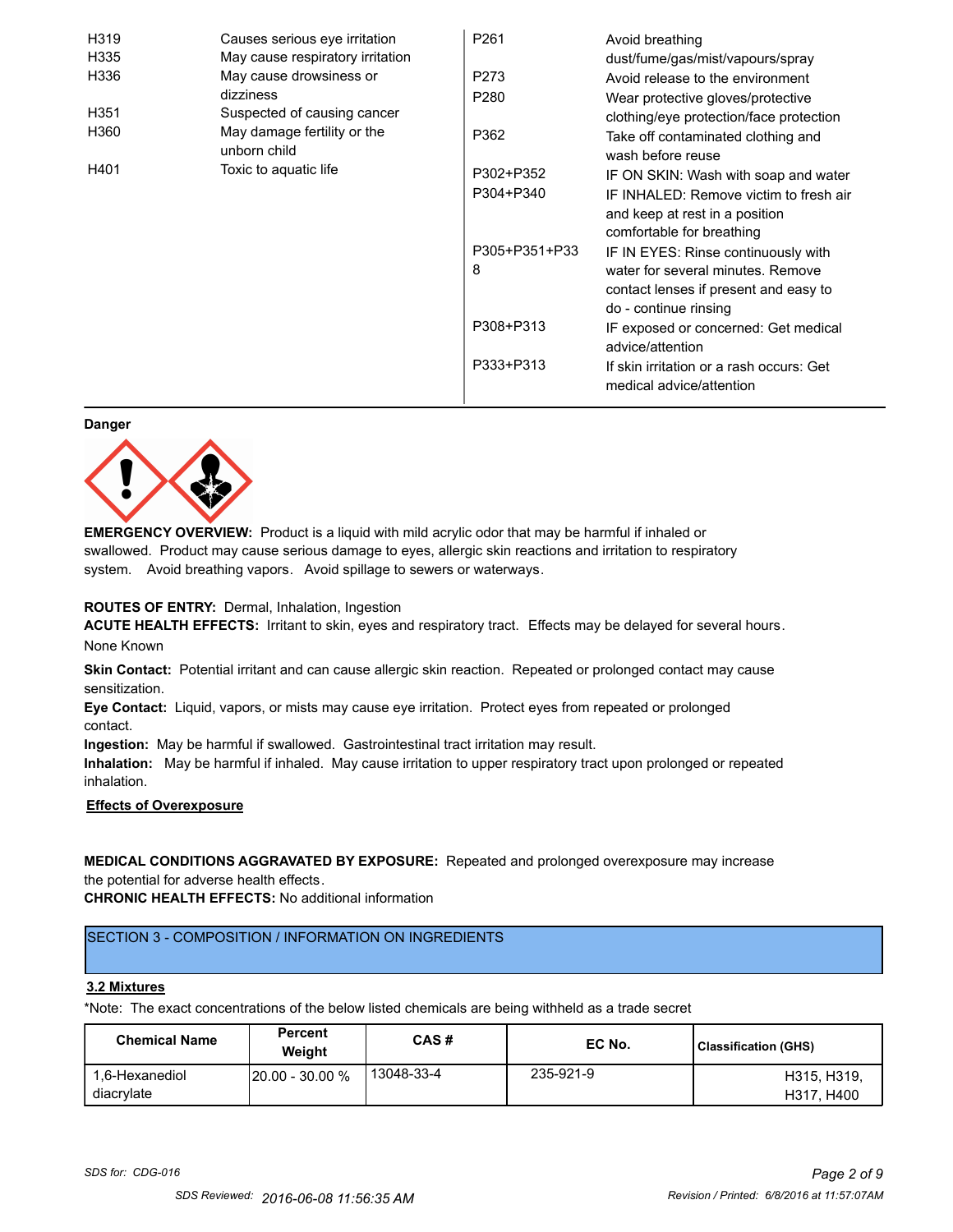| | |
|---|---|
| H319 | Causes serious eye irritation |
| H335 | May cause respiratory irritation |
| H336 | May cause drowsiness or dizziness |
| H351 | Suspected of causing cancer |
| H360 | May damage fertility or the unborn child |
| H401 | Toxic to aquatic life |

| | |
|---|---|
| P261 | Avoid breathing dust/fume/gas/mist/vapours/spray |
| P273 | Avoid release to the environment |
| P280 | Wear protective gloves/protective clothing/eye protection/face protection |
| P362 | Take off contaminated clothing and wash before reuse |
| P302+P352 | IF ON SKIN: Wash with soap and water |
| P304+P340 | IF INHALED: Remove victim to fresh air and keep at rest in a position comfortable for breathing |
| P305+P351+P338 | IF IN EYES: Rinse continuously with water for several minutes. Remove contact lenses if present and easy to do - continue rinsing |
| P308+P313 | IF exposed or concerned: Get medical advice/attention |
| P333+P313 | If skin irritation or a rash occurs: Get medical advice/attention |

**Danger**

**EMERGENCY OVERVIEW:** Product is a liquid with mild acrylic odor that may be harmful if inhaled or swallowed. Product may cause serious damage to eyes, allergic skin reactions and irritation to respiratory system. Avoid breathing vapors. Avoid spillage to sewers or waterways.

**ROUTES OF ENTRY:** Dermal, Inhalation, Ingestion

**ACUTE HEALTH EFFECTS:** Irritant to skin, eyes and respiratory tract. Effects may be delayed for several hours.

None Known

**Skin Contact:** Potential irritant and can cause allergic skin reaction. Repeated or prolonged contact may cause sensitization.

**Eye Contact:** Liquid, vapors, or mists may cause eye irritation. Protect eyes from repeated or prolonged contact.

**Ingestion:** May be harmful if swallowed. Gastrointestinal tract irritation may result.

**Inhalation:** May be harmful if inhaled. May cause irritation to upper respiratory tract upon prolonged or repeated inhalation.

**Effects of Overexposure**

**MEDICAL CONDITIONS AGGRAVATED BY EXPOSURE:** Repeated and prolonged overexposure may increase the potential for adverse health effects.

**CHRONIC HEALTH EFFECTS:** No additional information

## SECTION 3 - COMPOSITION / INFORMATION ON INGREDIENTS

### 3.2 Mixtures

*Note: The exact concentrations of the below listed chemicals are being withheld as a trade secret

| Chemical Name | Percent Weight | CAS # | EC No. | Classification (GHS) |
|---|---|---|---|---|
| 1,6-Hexanediol diacrylate | 20.00 - 30.00 % | 13048-33-4 | 235-921-9 | H315, H319, H317, H400 |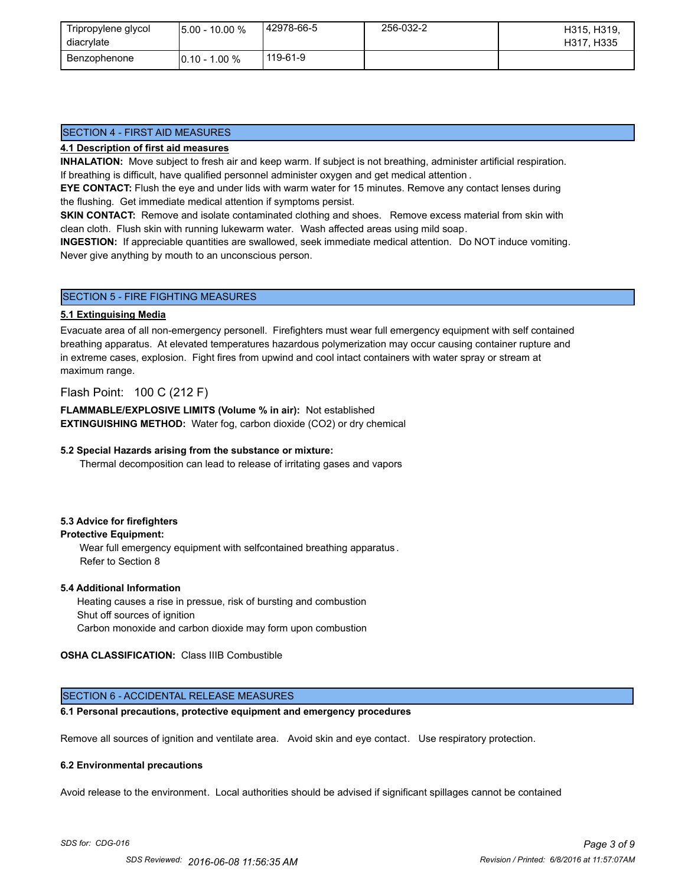| Tripropylene glycol diacrylate | 5.00 - 10.00 % | 42978-66-5 | 256-032-2 | H315, H319, H317, H335 |
|---|---|---|---|---|
| Benzophenone | 0.10 - 1.00 % | 119-61-9 | | |

## SECTION 4 - FIRST AID MEASURES

**4.1 Description of first aid measures**

**INHALATION:** Move subject to fresh air and keep warm. If subject is not breathing, administer artificial respiration. If breathing is difficult, have qualified personnel administer oxygen and get medical attention .

**EYE CONTACT:** Flush the eye and under lids with warm water for 15 minutes. Remove any contact lenses during the flushing. Get immediate medical attention if symptoms persist.

**SKIN CONTACT:** Remove and isolate contaminated clothing and shoes. Remove excess material from skin with clean cloth. Flush skin with running lukewarm water. Wash affected areas using mild soap.

**INGESTION:** If appreciable quantities are swallowed, seek immediate medical attention. Do NOT induce vomiting. Never give anything by mouth to an unconscious person.

## SECTION 5 - FIRE FIGHTING MEASURES

**5.1 Extinguising Media**

Evacuate area of all non-emergency personell. Firefighters must wear full emergency equipment with self contained breathing apparatus. At elevated temperatures hazardous polymerization may occur causing container rupture and in extreme cases, explosion. Fight fires from upwind and cool intact containers with water spray or stream at maximum range.

Flash Point: 100 C (212 F)

**FLAMMABLE/EXPLOSIVE LIMITS (Volume % in air):** Not established

**EXTINGUISHING METHOD:** Water fog, carbon dioxide ($CO_2$) or dry chemical

**5.2 Special Hazards arising from the substance or mixture:**

Thermal decomposition can lead to release of irritating gases and vapors

**5.3 Advice for firefighters**

**Protective Equipment:**

Wear full emergency equipment with selfcontained breathing apparatus .
Refer to Section 8

**5.4 Additional Information**

Heating causes a rise in pressue, risk of bursting and combustion
Shut off sources of ignition
Carbon monoxide and carbon dioxide may form upon combustion

**OSHA CLASSIFICATION:** Class IIIB Combustible

## SECTION 6 - ACCIDENTAL RELEASE MEASURES

**6.1 Personal precautions, protective equipment and emergency procedures**

Remove all sources of ignition and ventilate area. Avoid skin and eye contact. Use respiratory protection.

**6.2 Environmental precautions**

Avoid release to the environment. Local authorities should be advised if significant spillages cannot be contained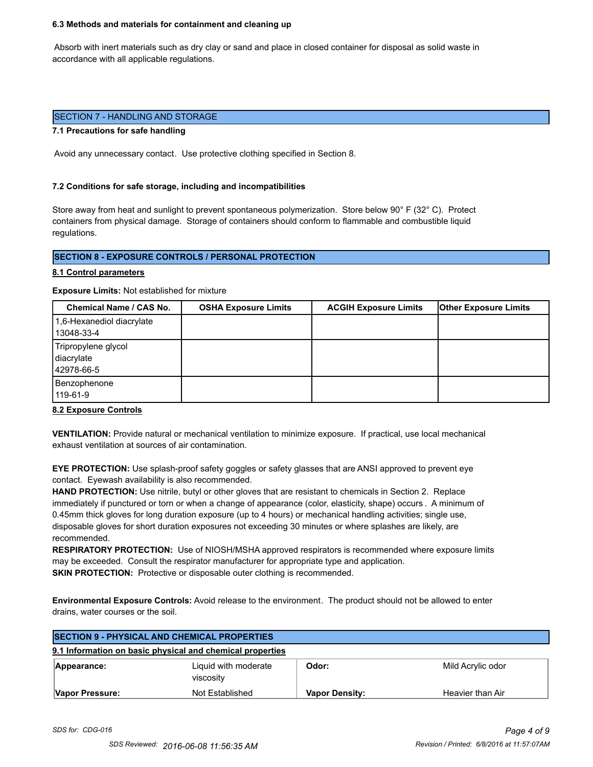**6.3 Methods and materials for containment and cleaning up**

Absorb with inert materials such as dry clay or sand and place in closed container for disposal as solid waste in accordance with all applicable regulations.

## SECTION 7 - HANDLING AND STORAGE

**7.1 Precautions for safe handling**

Avoid any unnecessary contact. Use protective clothing specified in Section 8.

**7.2 Conditions for safe storage, including and incompatibilities**

Store away from heat and sunlight to prevent spontaneous polymerization. Store below 90° F (32° C). Protect containers from physical damage. Storage of containers should conform to flammable and combustible liquid regulations.

## SECTION 8 - EXPOSURE CONTROLS / PERSONAL PROTECTION

**8.1 Control parameters**

**Exposure Limits:** Not established for mixture

| Chemical Name / CAS No. | OSHA Exposure Limits | ACGIH Exposure Limits | Other Exposure Limits |
|---|---|---|---|
| 1,6-Hexanediol diacrylate 13048-33-4 | | | |
| Tripropylene glycol diacrylate 42978-66-5 | | | |
| Benzophenone 119-61-9 | | | |

**8.2 Exposure Controls**

**VENTILATION:** Provide natural or mechanical ventilation to minimize exposure. If practical, use local mechanical exhaust ventilation at sources of air contamination.

**EYE PROTECTION:** Use splash-proof safety goggles or safety glasses that are ANSI approved to prevent eye contact. Eyewash availability is also recommended.

**HAND PROTECTION:** Use nitrile, butyl or other gloves that are resistant to chemicals in Section 2. Replace immediately if punctured or torn or when a change of appearance (color, elasticity, shape) occurs . A minimum of 0.45mm thick gloves for long duration exposure (up to 4 hours) or mechanical handling activities; single use, disposable gloves for short duration exposures not exceeding 30 minutes or where splashes are likely, are recommended.

**RESPIRATORY PROTECTION:** Use of NIOSH/MSHA approved respirators is recommended where exposure limits may be exceeded. Consult the respirator manufacturer for appropriate type and application.

**SKIN PROTECTION:** Protective or disposable outer clothing is recommended.

**Environmental Exposure Controls:** Avoid release to the environment. The product should not be allowed to enter drains, water courses or the soil.

## SECTION 9 - PHYSICAL AND CHEMICAL PROPERTIES

**9.1 Information on basic physical and chemical properties**

| | | | |
|---|---|---|---|
| **Appearance:** | Liquid with moderate viscosity | **Odor:** | Mild Acrylic odor |
| **Vapor Pressure:** | Not Established | **Vapor Density:** | Heavier than Air |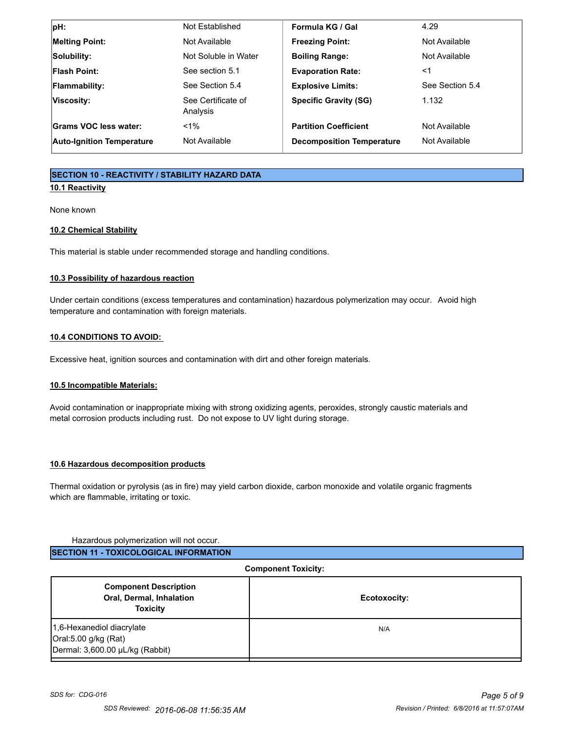| | | | |
|---|---|---|---|
| **pH:** | Not Established | **Formula KG / Gal** | 4.29 |
| **Melting Point:** | Not Available | **Freezing Point:** | Not Available |
| **Solubility:** | Not Soluble in Water | **Boiling Range:** | Not Available |
| **Flash Point:** | See section 5.1 | **Evaporation Rate:** | <1 |
| **Flammability:** | See Section 5.4 | **Explosive Limits:** | See Section 5.4 |
| **Viscosity:** | See Certificate of Analysis | **Specific Gravity (SG)** | 1.132 |
| **Grams VOC less water:** | <1% | **Partition Coefficient** | Not Available |
| **Auto-Ignition Temperature** | Not Available | **Decomposition Temperature** | Not Available |

## SECTION 10 - REACTIVITY / STABILITY HAZARD DATA

### 10.1 Reactivity

None known

### 10.2 Chemical Stability

This material is stable under recommended storage and handling conditions.

### 10.3 Possibility of hazardous reaction

Under certain conditions (excess temperatures and contamination) hazardous polymerization may occur. Avoid high temperature and contamination with foreign materials.

### 10.4 CONDITIONS TO AVOID:

Excessive heat, ignition sources and contamination with dirt and other foreign materials.

### 10.5 Incompatible Materials:

Avoid contamination or inappropriate mixing with strong oxidizing agents, peroxides, strongly caustic materials and metal corrosion products including rust. Do not expose to UV light during storage.

### 10.6 Hazardous decomposition products

Thermal oxidation or pyrolysis (as in fire) may yield carbon dioxide, carbon monoxide and volatile organic fragments which are flammable, irritating or toxic.

Hazardous polymerization will not occur.

## SECTION 11 - TOXICOLOGICAL INFORMATION

**Component Toxicity:**

| Component Description Oral, Dermal, Inhalation Toxicity | Ecotoxocity: |
|---|---|
| 1,6-Hexanediol diacrylate<br>Oral:5.00 g/kg (Rat)<br>Dermal: 3,600.00 µL/kg (Rabbit) | N/A |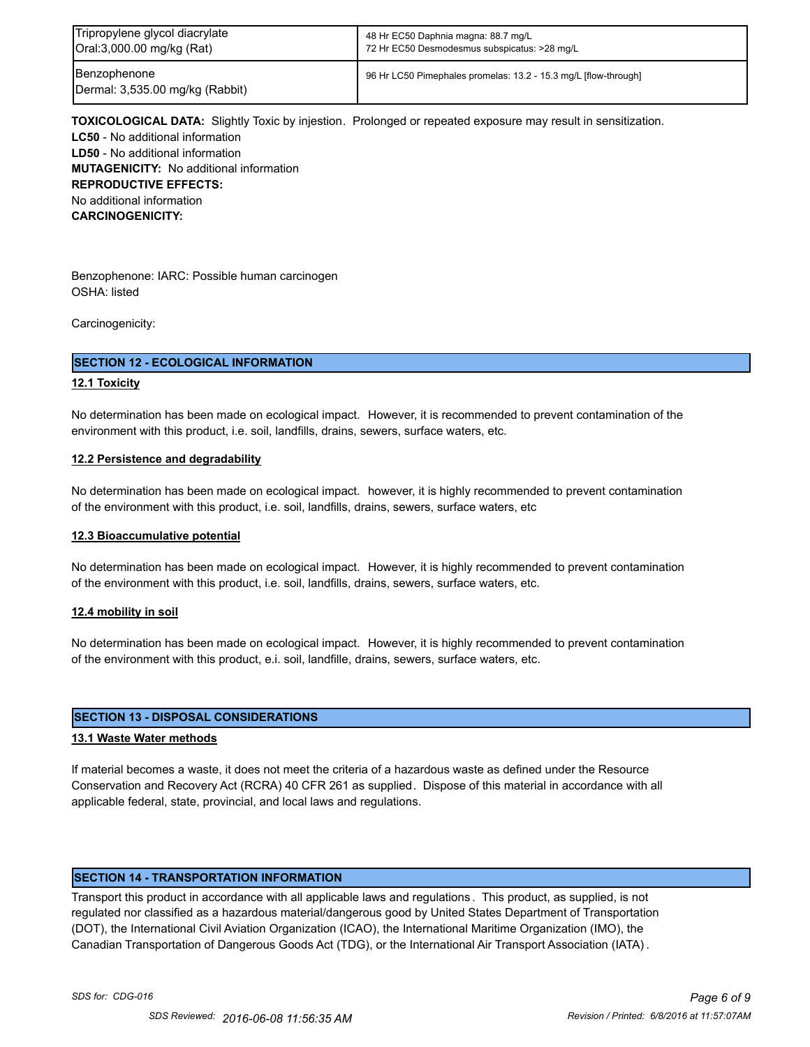| Tripropylene glycol diacrylate<br>Oral:3,000.00 mg/kg (Rat) | 48 Hr EC50 Daphnia magna: 88.7 mg/L<br>72 Hr EC50 Desmodesmus subspicatus: >28 mg/L |
|---|---|
| Benzophenone<br>Dermal: 3,535.00 mg/kg (Rabbit) | 96 Hr LC50 Pimephales promelas: 13.2 - 15.3 mg/L [flow-through] |

**TOXICOLOGICAL DATA:** Slightly Toxic by injestion. Prolonged or repeated exposure may result in sensitization.
**LC50** - No additional information
**LD50** - No additional information
**MUTAGENICITY:** No additional information
**REPRODUCTIVE EFFECTS:**
No additional information
**CARCINOGENICITY:**

Benzophenone: IARC: Possible human carcinogen
OSHA: listed

Carcinogenicity:

## SECTION 12 - ECOLOGICAL INFORMATION

### 12.1 Toxicity

No determination has been made on ecological impact. However, it is recommended to prevent contamination of the environment with this product, i.e. soil, landfills, drains, sewers, surface waters, etc.

### 12.2 Persistence and degradability

No determination has been made on ecological impact. however, it is highly recommended to prevent contamination of the environment with this product, i.e. soil, landfills, drains, sewers, surface waters, etc

### 12.3 Bioaccumulative potential

No determination has been made on ecological impact. However, it is highly recommended to prevent contamination of the environment with this product, i.e. soil, landfills, drains, sewers, surface waters, etc.

### 12.4 mobility in soil

No determination has been made on ecological impact. However, it is highly recommended to prevent contamination of the environment with this product, e.i. soil, landfille, drains, sewers, surface waters, etc.

## SECTION 13 - DISPOSAL CONSIDERATIONS

### 13.1 Waste Water methods

If material becomes a waste, it does not meet the criteria of a hazardous waste as defined under the Resource Conservation and Recovery Act (RCRA) 40 CFR 261 as supplied. Dispose of this material in accordance with all applicable federal, state, provincial, and local laws and regulations.

## SECTION 14 - TRANSPORTATION INFORMATION

Transport this product in accordance with all applicable laws and regulations. This product, as supplied, is not regulated nor classified as a hazardous material/dangerous good by United States Department of Transportation (DOT), the International Civil Aviation Organization (ICAO), the International Maritime Organization (IMO), the Canadian Transportation of Dangerous Goods Act (TDG), or the International Air Transport Association (IATA).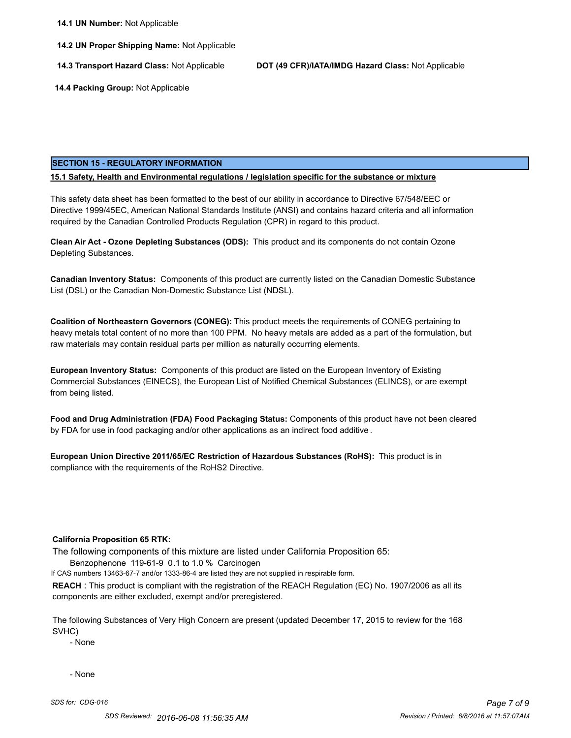**14.1 UN Number:** Not Applicable

**14.2 UN Proper Shipping Name:** Not Applicable

**14.3 Transport Hazard Class:** Not Applicable

**DOT (49 CFR)/IATA/IMDG Hazard Class:** Not Applicable

**14.4 Packing Group:** Not Applicable

## SECTION 15 - REGULATORY INFORMATION

**15.1 Safety, Health and Environmental regulations / legislation specific for the substance or mixture**

This safety data sheet has been formatted to the best of our ability in accordance to Directive 67/548/EEC or Directive 1999/45EC, American National Standards Institute (ANSI) and contains hazard criteria and all information required by the Canadian Controlled Products Regulation (CPR) in regard to this product.

**Clean Air Act - Ozone Depleting Substances (ODS):** This product and its components do not contain Ozone Depleting Substances.

**Canadian Inventory Status:** Components of this product are currently listed on the Canadian Domestic Substance List (DSL) or the Canadian Non-Domestic Substance List (NDSL).

**Coalition of Northeastern Governors (CONEG):** This product meets the requirements of CONEG pertaining to heavy metals total content of no more than 100 PPM. No heavy metals are added as a part of the formulation, but raw materials may contain residual parts per million as naturally occurring elements.

**European Inventory Status:** Components of this product are listed on the European Inventory of Existing Commercial Substances (EINECS), the European List of Notified Chemical Substances (ELINCS), or are exempt from being listed.

**Food and Drug Administration (FDA) Food Packaging Status:** Components of this product have not been cleared by FDA for use in food packaging and/or other applications as an indirect food additive.

**European Union Directive 2011/65/EC Restriction of Hazardous Substances (RoHS):** This product is in compliance with the requirements of the RoHS2 Directive.

**California Proposition 65 RTK:**

The following components of this mixture are listed under California Proposition 65:

Benzophenone 119-61-9 0.1 to 1.0 % Carcinogen

If CAS numbers 13463-67-7 and/or 1333-86-4 are listed they are not supplied in respirable form.

**REACH** : This product is compliant with the registration of the REACH Regulation (EC) No. 1907/2006 as all its components are either excluded, exempt and/or preregistered.

The following Substances of Very High Concern are present (updated December 17, 2015 to review for the 168 SVHC)

- None

- None

*SDS for: CDG-016*

*SDS Reviewed: 2016-06-08 11:56:35 AM*

*Revision / Printed: 6/8/2016 at 11:57:07AM*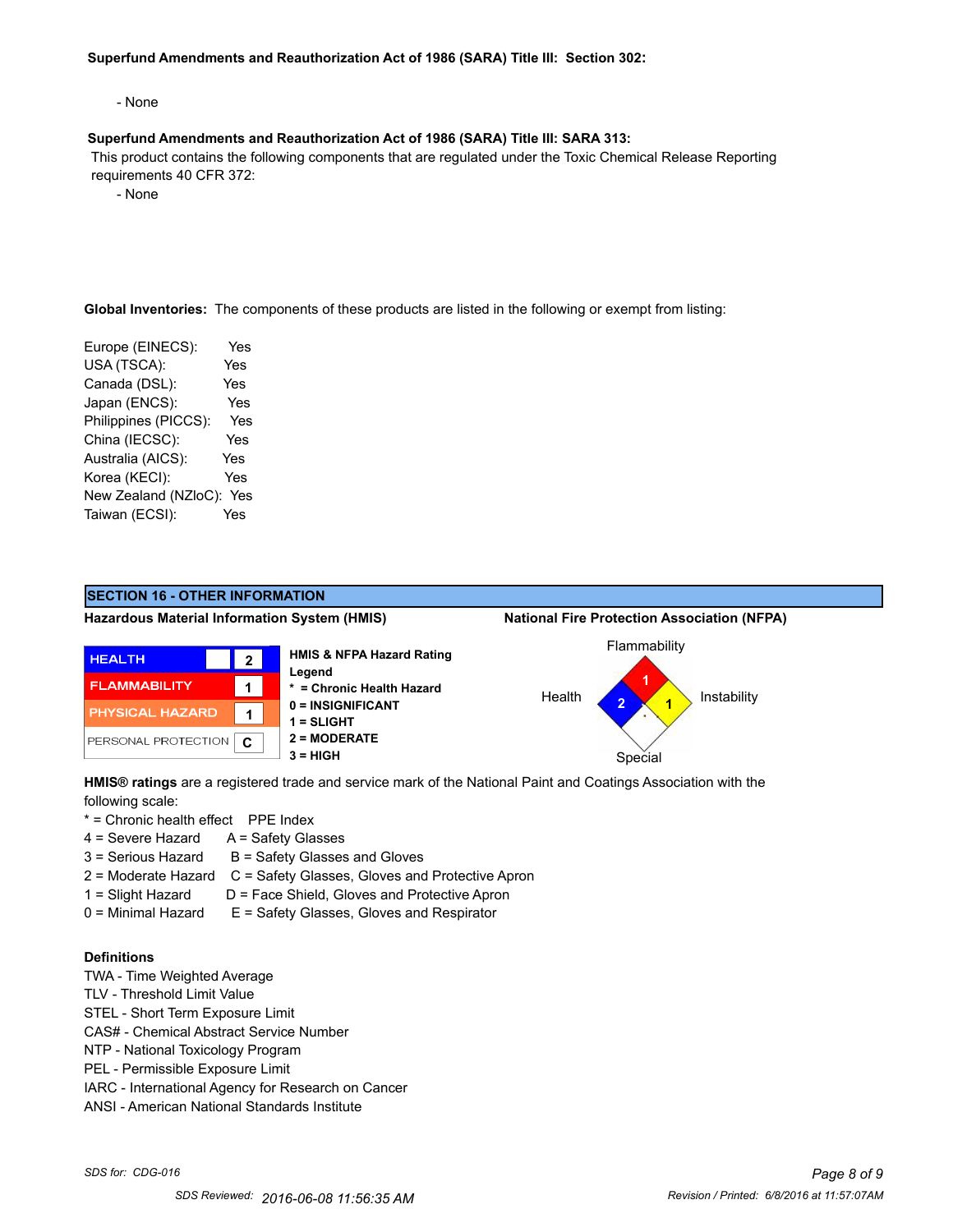**Superfund Amendments and Reauthorization Act of 1986 (SARA) Title III: Section 302:**

- None

**Superfund Amendments and Reauthorization Act of 1986 (SARA) Title III: SARA 313:**

This product contains the following components that are regulated under the Toxic Chemical Release Reporting requirements 40 CFR 372:

- None

**Global Inventories:** The components of these products are listed in the following or exempt from listing:

| | |
|---|---|
| Europe (EINECS): | Yes |
| USA (TSCA): | Yes |
| Canada (DSL): | Yes |
| Japan (ENCS): | Yes |
| Philippines (PICCS): | Yes |
| China (IECSC): | Yes |
| Australia (AICS): | Yes |
| Korea (KECI): | Yes |
| New Zealand (NZloC): | Yes |
| Taiwan (ECSI): | Yes |

## SECTION 16 - OTHER INFORMATION

**Hazardous Material Information System (HMIS)**

| | |
|---|---|
| HEALTH | 2 |
| FLAMMABILITY | 1 |
| PHYSICAL HAZARD | 1 |
| PERSONAL PROTECTION | C |

**HMIS & NFPA Hazard Rating Legend**
- **\* = Chronic Health Hazard**
- **0 = INSIGNIFICANT**
- **1 = SLIGHT**
- **2 = MODERATE**
- **3 = HIGH**

**National Fire Protection Association (NFPA)**

| | |
|---|---|
| Flammability | 1 |
| Health | 2 |
| Instability | 1 |
| Special | |

**HMIS® ratings** are a registered trade and service mark of the National Paint and Coatings Association with the following scale:

| | PPE Index |
|---|---|
| * = Chronic health effect | |
| 4 = Severe Hazard | A = Safety Glasses |
| 3 = Serious Hazard | B = Safety Glasses and Gloves |
| 2 = Moderate Hazard | C = Safety Glasses, Gloves and Protective Apron |
| 1 = Slight Hazard | D = Face Shield, Gloves and Protective Apron |
| 0 = Minimal Hazard | E = Safety Glasses, Gloves and Respirator |

**Definitions**

TWA - Time Weighted Average
TLV - Threshold Limit Value
STEL - Short Term Exposure Limit
CAS# - Chemical Abstract Service Number
NTP - National Toxicology Program
PEL - Permissible Exposure Limit
IARC - International Agency for Research on Cancer
ANSI - American National Standards Institute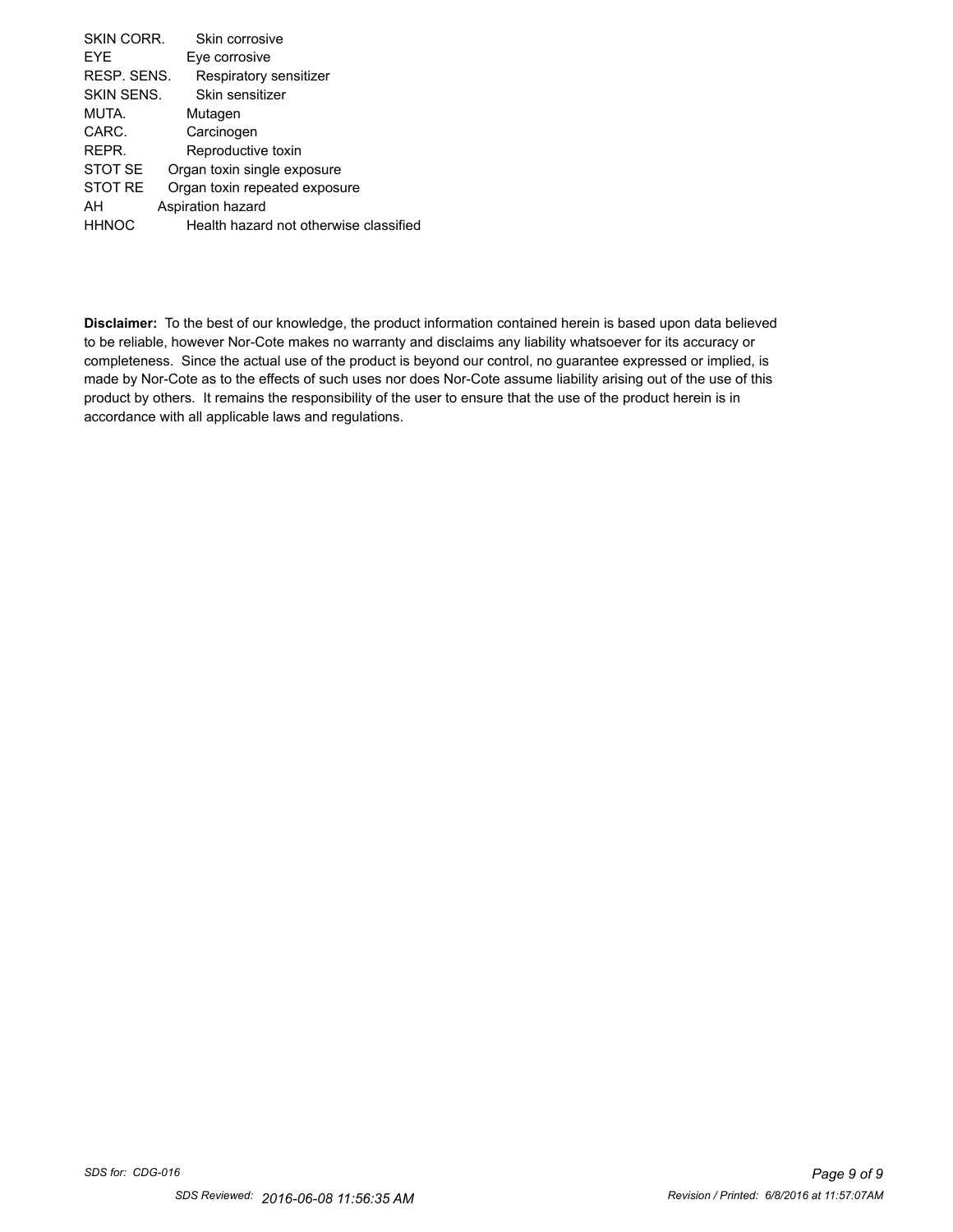| | |
|---|---|
| SKIN CORR. | Skin corrosive |
| EYE | Eye corrosive |
| RESP. SENS. | Respiratory sensitizer |
| SKIN SENS. | Skin sensitizer |
| MUTA. | Mutagen |
| CARC. | Carcinogen |
| REPR. | Reproductive toxin |
| STOT SE | Organ toxin single exposure |
| STOT RE | Organ toxin repeated exposure |
| AH | Aspiration hazard |
| HHNOC | Health hazard not otherwise classified |

**Disclaimer:** To the best of our knowledge, the product information contained herein is based upon data believed to be reliable, however Nor-Cote makes no warranty and disclaims any liability whatsoever for its accuracy or completeness. Since the actual use of the product is beyond our control, no guarantee expressed or implied, is made by Nor-Cote as to the effects of such uses nor does Nor-Cote assume liability arising out of the use of this product by others. It remains the responsibility of the user to ensure that the use of the product herein is in accordance with all applicable laws and regulations.